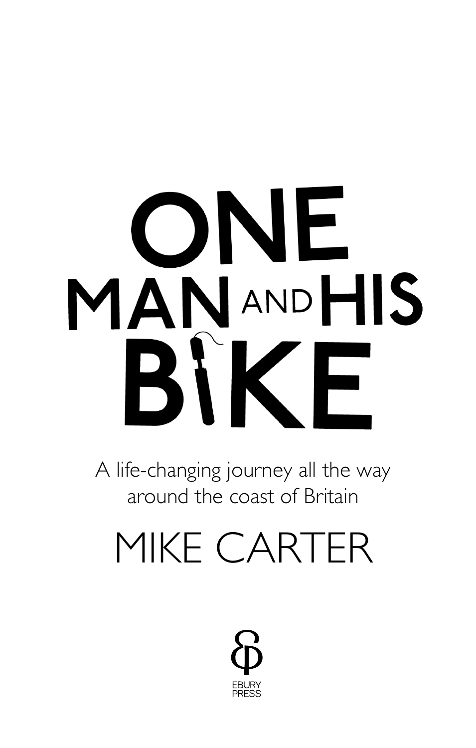# ONE MAN AND HIS BIKE

A life-changing journey all the way around the coast of Britain

MIKE CARTER

EBURY PRESS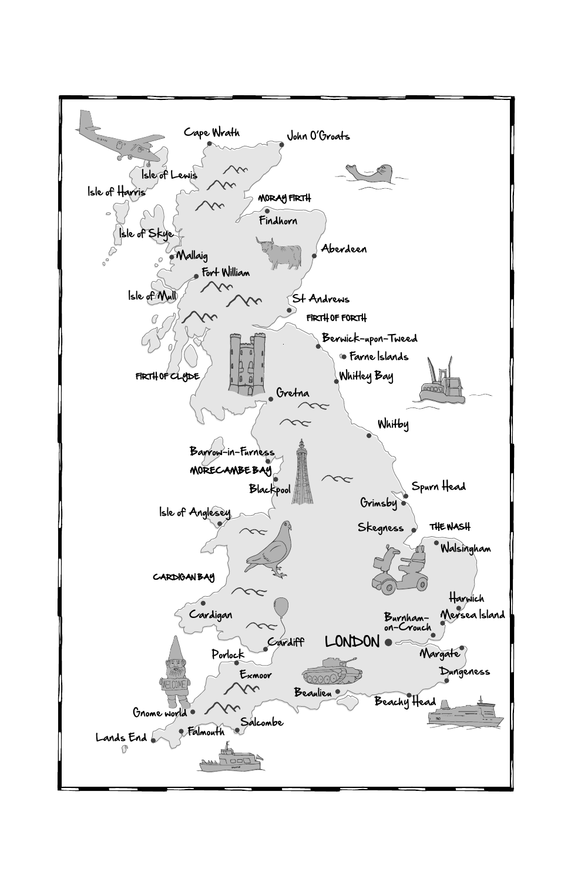Cape Wrath

John O'Groats

Isle of Lewis

Isle of Harris

MORAY FIRTH

Findhorn

Isle of Skye

Aberdeen

Mallaig

Fort William

Isle of Mull

St Andrews

FIRTH OF FORTH

Berwick-upon-Tweed

Farne Islands

FIRTH OF CLYDE

Whitley Bay

Gretna

Whitby

Barrow-in-Furness

MORECAMBE BAY

Blackpool

Spurn Head

Grimsby

Isle of Anglesey

Skegness

THE WASH

Walsingham

CARDIGAN BAY

Harwich

Cardigan

Burnham-on-Crouch

Mersea Island

Cardiff

LONDON

Porlock

Margate

Exmoor

Dungeness

Beaulieu

Beachy Head

Gnome world

Salcombe

Lands End

Falmouth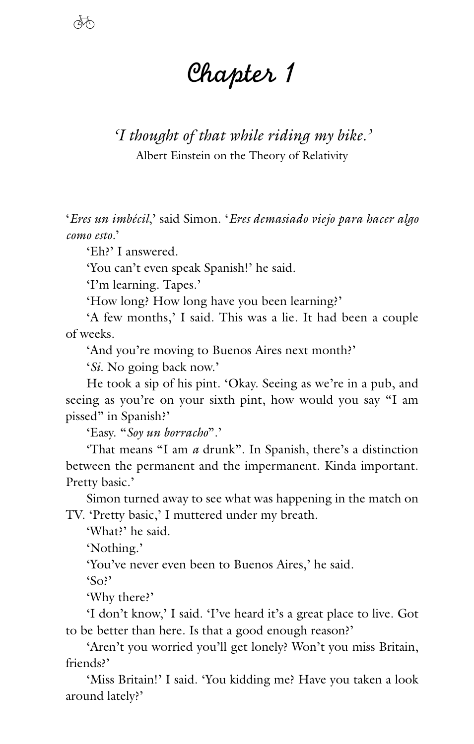# Chapter 1

*'I thought of that while riding my bike.'*
Albert Einstein on the Theory of Relativity

'*Eres un imbécil*,' said Simon. '*Eres demasiado viejo para hacer algo como esto*.'

'Eh?' I answered.

'You can't even speak Spanish!' he said.

'I'm learning. Tapes.'

'How long? How long have you been learning?'

'A few months,' I said. This was a lie. It had been a couple of weeks.

'And you're moving to Buenos Aires next month?'

'*Si*. No going back now.'

He took a sip of his pint. 'Okay. Seeing as we're in a pub, and seeing as you're on your sixth pint, how would you say "I am pissed" in Spanish?'

'Easy. "*Soy un borracho*".'

'That means "I am *a* drunk". In Spanish, there's a distinction between the permanent and the impermanent. Kinda important. Pretty basic.'

Simon turned away to see what was happening in the match on TV. 'Pretty basic,' I muttered under my breath.

'What?' he said.

'Nothing.'

'You've never even been to Buenos Aires,' he said.

'So?'

'Why there?'

'I don't know,' I said. 'I've heard it's a great place to live. Got to be better than here. Is that a good enough reason?'

'Aren't you worried you'll get lonely? Won't you miss Britain, friends?'

'Miss Britain!' I said. 'You kidding me? Have you taken a look around lately?'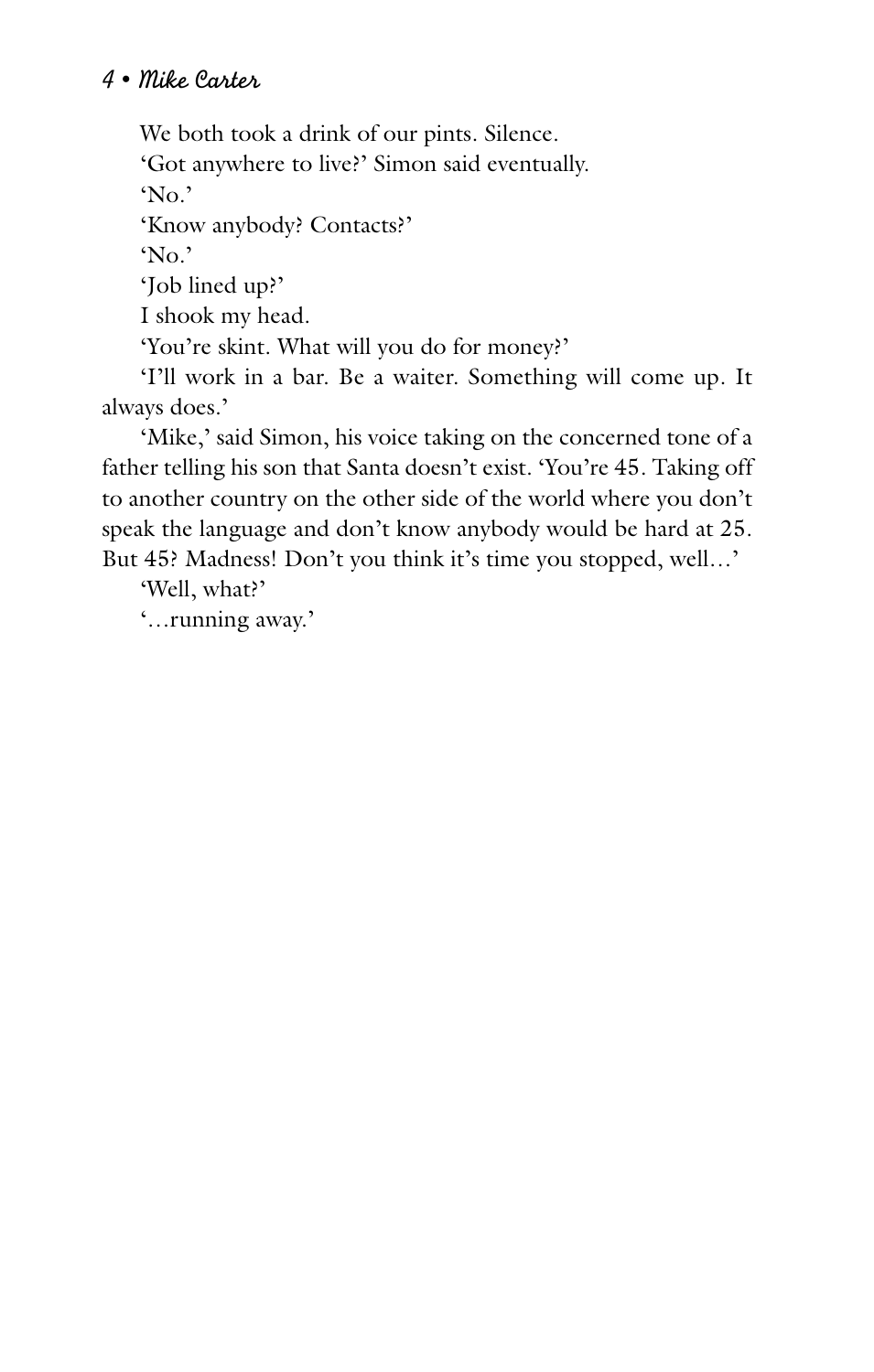We both took a drink of our pints. Silence.

'Got anywhere to live?' Simon said eventually.

'No.'

'Know anybody? Contacts?'

'No.'

'Job lined up?'

I shook my head.

'You're skint. What will you do for money?'

'I'll work in a bar. Be a waiter. Something will come up. It always does.'

'Mike,' said Simon, his voice taking on the concerned tone of a father telling his son that Santa doesn't exist. 'You're 45. Taking off to another country on the other side of the world where you don't speak the language and don't know anybody would be hard at 25. But 45? Madness! Don't you think it's time you stopped, well…'

'Well, what?'

'…running away.'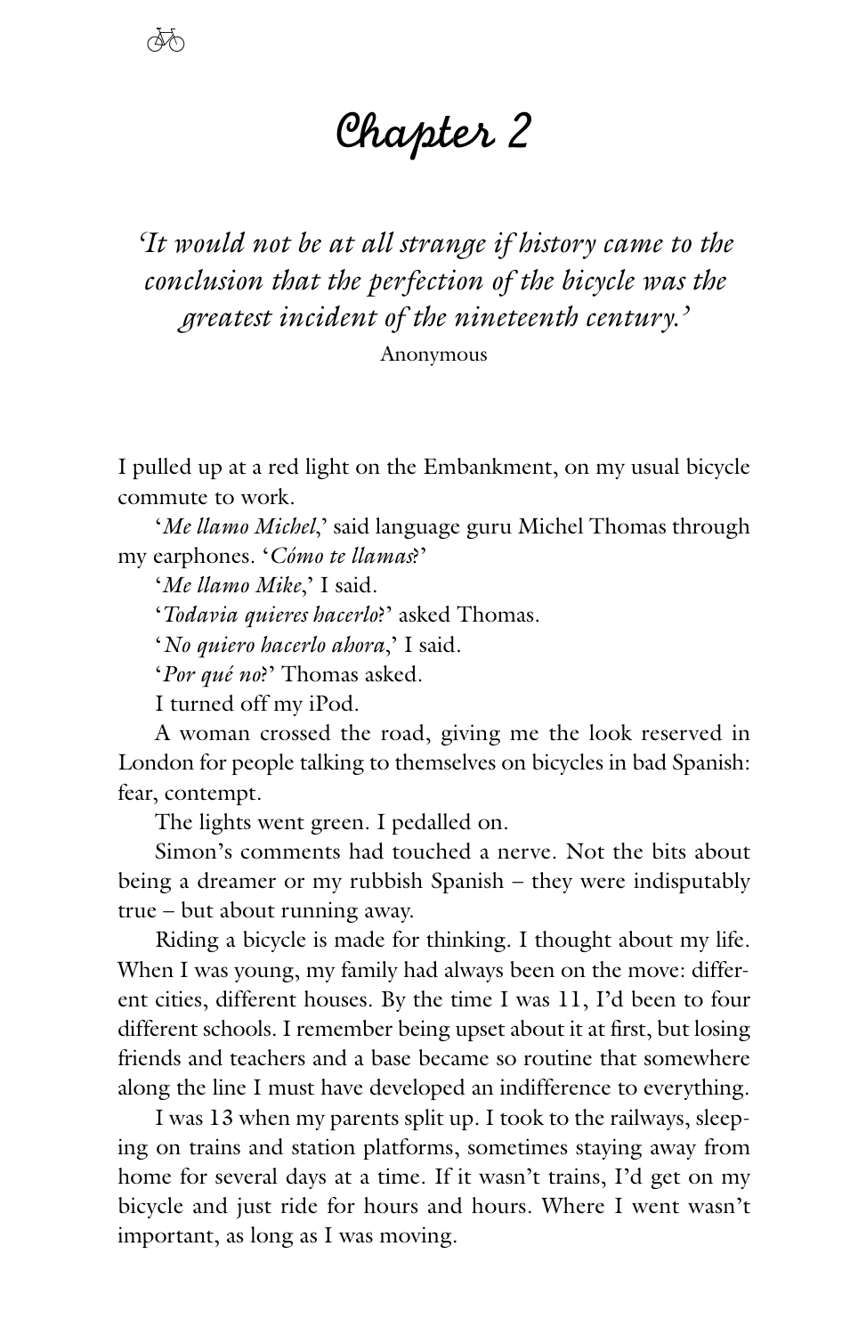# Chapter 2

*'It would not be at all strange if history came to the conclusion that the perfection of the bicycle was the greatest incident of the nineteenth century.'*

Anonymous

I pulled up at a red light on the Embankment, on my usual bicycle commute to work.

'*Me llamo Michel*,' said language guru Michel Thomas through my earphones. '*Cómo te llamas*?'

'*Me llamo Mike*,' I said.

'*Todavia quieres hacerlo*?' asked Thomas.

'*No quiero hacerlo ahora*,' I said.

'*Por qué no*?' Thomas asked.

I turned off my iPod.

A woman crossed the road, giving me the look reserved in London for people talking to themselves on bicycles in bad Spanish: fear, contempt.

The lights went green. I pedalled on.

Simon's comments had touched a nerve. Not the bits about being a dreamer or my rubbish Spanish – they were indisputably true – but about running away.

Riding a bicycle is made for thinking. I thought about my life. When I was young, my family had always been on the move: different cities, different houses. By the time I was 11, I'd been to four different schools. I remember being upset about it at first, but losing friends and teachers and a base became so routine that somewhere along the line I must have developed an indifference to everything.

I was 13 when my parents split up. I took to the railways, sleeping on trains and station platforms, sometimes staying away from home for several days at a time. If it wasn't trains, I'd get on my bicycle and just ride for hours and hours. Where I went wasn't important, as long as I was moving.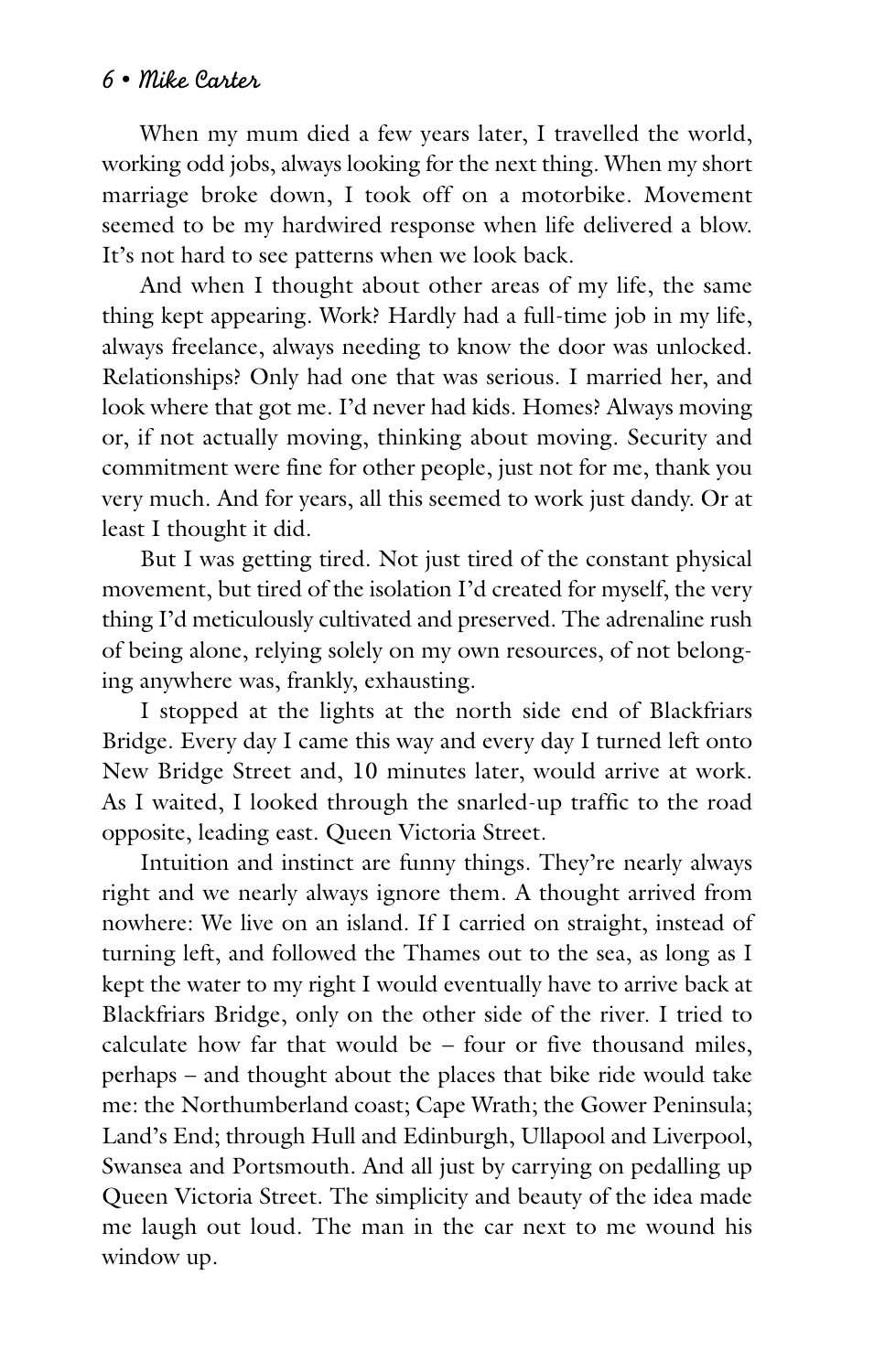When my mum died a few years later, I travelled the world, working odd jobs, always looking for the next thing. When my short marriage broke down, I took off on a motorbike. Movement seemed to be my hardwired response when life delivered a blow. It's not hard to see patterns when we look back.

And when I thought about other areas of my life, the same thing kept appearing. Work? Hardly had a full-time job in my life, always freelance, always needing to know the door was unlocked. Relationships? Only had one that was serious. I married her, and look where that got me. I'd never had kids. Homes? Always moving or, if not actually moving, thinking about moving. Security and commitment were fine for other people, just not for me, thank you very much. And for years, all this seemed to work just dandy. Or at least I thought it did.

But I was getting tired. Not just tired of the constant physical movement, but tired of the isolation I'd created for myself, the very thing I'd meticulously cultivated and preserved. The adrenaline rush of being alone, relying solely on my own resources, of not belonging anywhere was, frankly, exhausting.

I stopped at the lights at the north side end of Blackfriars Bridge. Every day I came this way and every day I turned left onto New Bridge Street and, 10 minutes later, would arrive at work. As I waited, I looked through the snarled-up traffic to the road opposite, leading east. Queen Victoria Street.

Intuition and instinct are funny things. They're nearly always right and we nearly always ignore them. A thought arrived from nowhere: We live on an island. If I carried on straight, instead of turning left, and followed the Thames out to the sea, as long as I kept the water to my right I would eventually have to arrive back at Blackfriars Bridge, only on the other side of the river. I tried to calculate how far that would be – four or five thousand miles, perhaps – and thought about the places that bike ride would take me: the Northumberland coast; Cape Wrath; the Gower Peninsula; Land's End; through Hull and Edinburgh, Ullapool and Liverpool, Swansea and Portsmouth. And all just by carrying on pedalling up Queen Victoria Street. The simplicity and beauty of the idea made me laugh out loud. The man in the car next to me wound his window up.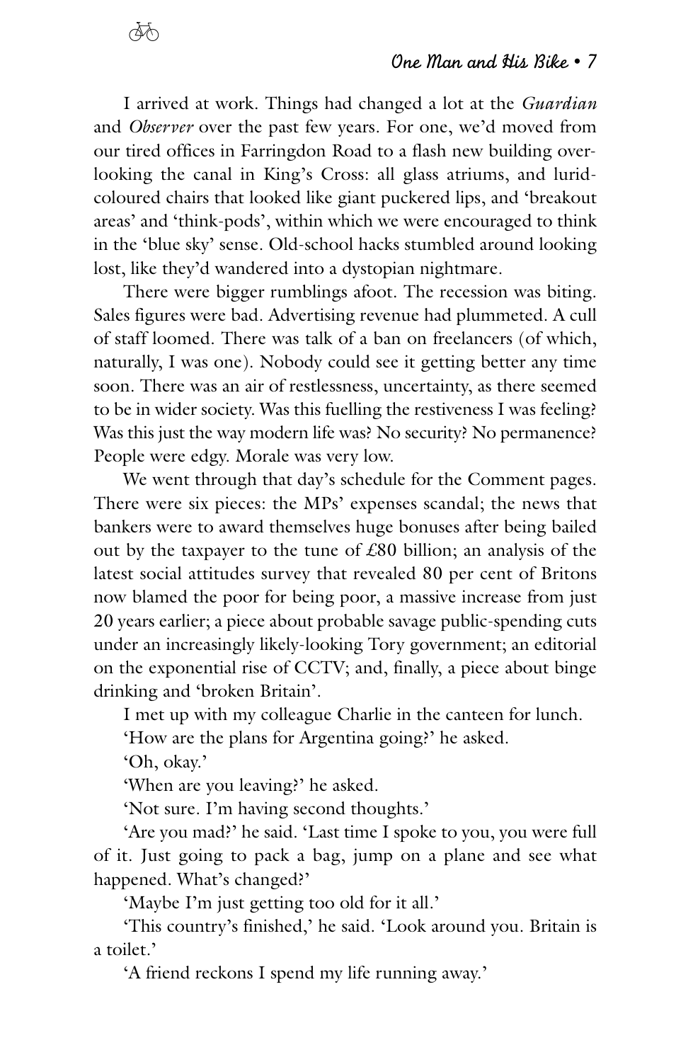I arrived at work. Things had changed a lot at the *Guardian* and *Observer* over the past few years. For one, we'd moved from our tired offices in Farringdon Road to a flash new building overlooking the canal in King's Cross: all glass atriums, and lurid-coloured chairs that looked like giant puckered lips, and 'breakout areas' and 'think-pods', within which we were encouraged to think in the 'blue sky' sense. Old-school hacks stumbled around looking lost, like they'd wandered into a dystopian nightmare.

There were bigger rumblings afoot. The recession was biting. Sales figures were bad. Advertising revenue had plummeted. A cull of staff loomed. There was talk of a ban on freelancers (of which, naturally, I was one). Nobody could see it getting better any time soon. There was an air of restlessness, uncertainty, as there seemed to be in wider society. Was this fuelling the restiveness I was feeling? Was this just the way modern life was? No security? No permanence? People were edgy. Morale was very low.

We went through that day's schedule for the Comment pages. There were six pieces: the MPs' expenses scandal; the news that bankers were to award themselves huge bonuses after being bailed out by the taxpayer to the tune of £80 billion; an analysis of the latest social attitudes survey that revealed 80 per cent of Britons now blamed the poor for being poor, a massive increase from just 20 years earlier; a piece about probable savage public-spending cuts under an increasingly likely-looking Tory government; an editorial on the exponential rise of CCTV; and, finally, a piece about binge drinking and 'broken Britain'.

I met up with my colleague Charlie in the canteen for lunch.

'How are the plans for Argentina going?' he asked.

'Oh, okay.'

'When are you leaving?' he asked.

'Not sure. I'm having second thoughts.'

'Are you mad?' he said. 'Last time I spoke to you, you were full of it. Just going to pack a bag, jump on a plane and see what happened. What's changed?'

'Maybe I'm just getting too old for it all.'

'This country's finished,' he said. 'Look around you. Britain is a toilet.'

'A friend reckons I spend my life running away.'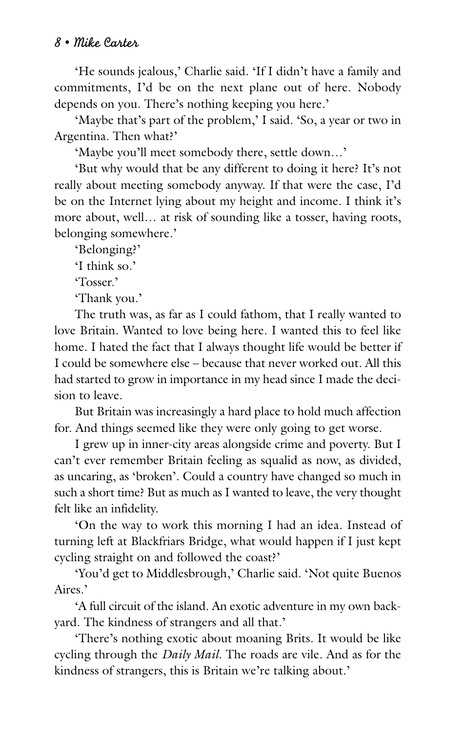'He sounds jealous,' Charlie said. 'If I didn't have a family and commitments, I'd be on the next plane out of here. Nobody depends on you. There's nothing keeping you here.'

'Maybe that's part of the problem,' I said. 'So, a year or two in Argentina. Then what?'

'Maybe you'll meet somebody there, settle down…'

'But why would that be any different to doing it here? It's not really about meeting somebody anyway. If that were the case, I'd be on the Internet lying about my height and income. I think it's more about, well… at risk of sounding like a tosser, having roots, belonging somewhere.'

'Belonging?'

'I think so.'

'Tosser.'

'Thank you.'

The truth was, as far as I could fathom, that I really wanted to love Britain. Wanted to love being here. I wanted this to feel like home. I hated the fact that I always thought life would be better if I could be somewhere else – because that never worked out. All this had started to grow in importance in my head since I made the decision to leave.

But Britain was increasingly a hard place to hold much affection for. And things seemed like they were only going to get worse.

I grew up in inner-city areas alongside crime and poverty. But I can't ever remember Britain feeling as squalid as now, as divided, as uncaring, as 'broken'. Could a country have changed so much in such a short time? But as much as I wanted to leave, the very thought felt like an infidelity.

'On the way to work this morning I had an idea. Instead of turning left at Blackfriars Bridge, what would happen if I just kept cycling straight on and followed the coast?'

'You'd get to Middlesbrough,' Charlie said. 'Not quite Buenos Aires.'

'A full circuit of the island. An exotic adventure in my own backyard. The kindness of strangers and all that.'

'There's nothing exotic about moaning Brits. It would be like cycling through the *Daily Mail*. The roads are vile. And as for the kindness of strangers, this is Britain we're talking about.'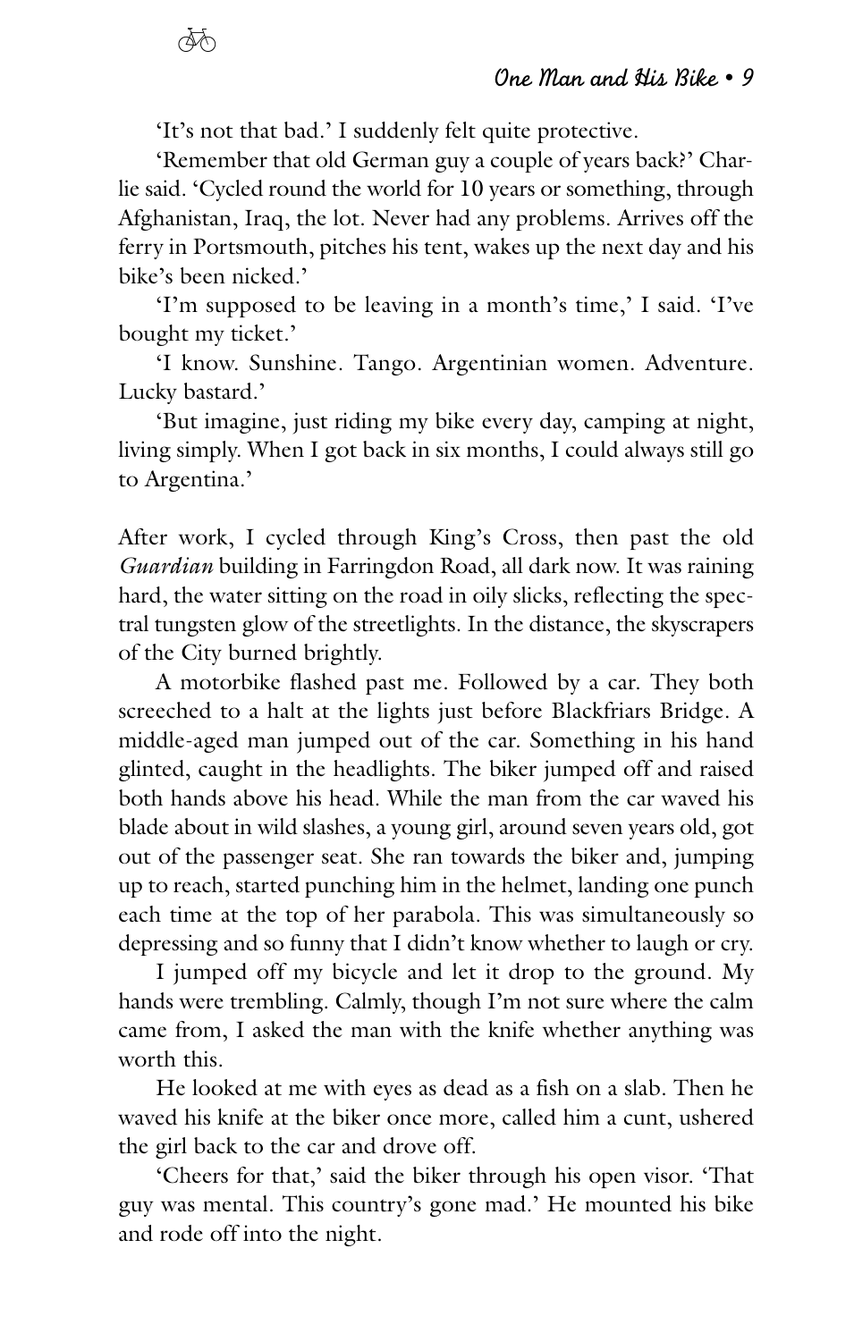'It's not that bad.' I suddenly felt quite protective.

'Remember that old German guy a couple of years back?' Charlie said. 'Cycled round the world for 10 years or something, through Afghanistan, Iraq, the lot. Never had any problems. Arrives off the ferry in Portsmouth, pitches his tent, wakes up the next day and his bike's been nicked.'

'I'm supposed to be leaving in a month's time,' I said. 'I've bought my ticket.'

'I know. Sunshine. Tango. Argentinian women. Adventure. Lucky bastard.'

'But imagine, just riding my bike every day, camping at night, living simply. When I got back in six months, I could always still go to Argentina.'

After work, I cycled through King's Cross, then past the old *Guardian* building in Farringdon Road, all dark now. It was raining hard, the water sitting on the road in oily slicks, reflecting the spectral tungsten glow of the streetlights. In the distance, the skyscrapers of the City burned brightly.

A motorbike flashed past me. Followed by a car. They both screeched to a halt at the lights just before Blackfriars Bridge. A middle-aged man jumped out of the car. Something in his hand glinted, caught in the headlights. The biker jumped off and raised both hands above his head. While the man from the car waved his blade about in wild slashes, a young girl, around seven years old, got out of the passenger seat. She ran towards the biker and, jumping up to reach, started punching him in the helmet, landing one punch each time at the top of her parabola. This was simultaneously so depressing and so funny that I didn't know whether to laugh or cry.

I jumped off my bicycle and let it drop to the ground. My hands were trembling. Calmly, though I'm not sure where the calm came from, I asked the man with the knife whether anything was worth this.

He looked at me with eyes as dead as a fish on a slab. Then he waved his knife at the biker once more, called him a cunt, ushered the girl back to the car and drove off.

'Cheers for that,' said the biker through his open visor. 'That guy was mental. This country's gone mad.' He mounted his bike and rode off into the night.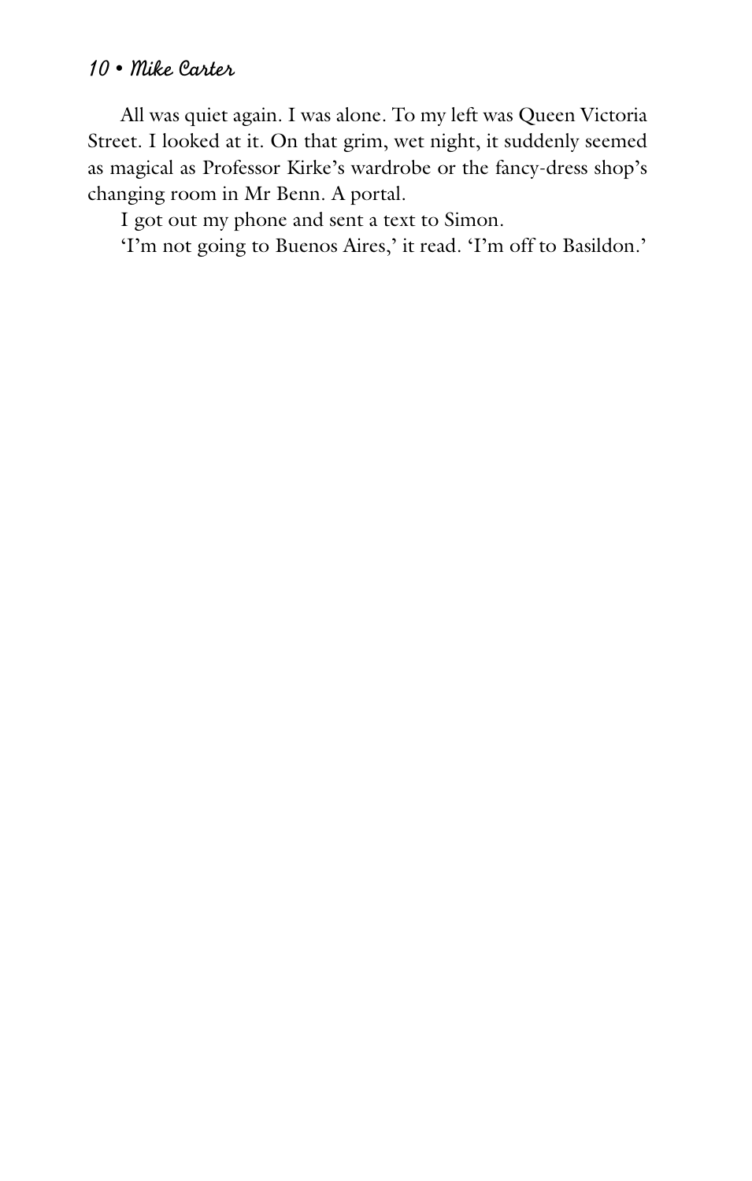All was quiet again. I was alone. To my left was Queen Victoria Street. I looked at it. On that grim, wet night, it suddenly seemed as magical as Professor Kirke's wardrobe or the fancy-dress shop's changing room in Mr Benn. A portal.

I got out my phone and sent a text to Simon.

'I'm not going to Buenos Aires,' it read. 'I'm off to Basildon.'